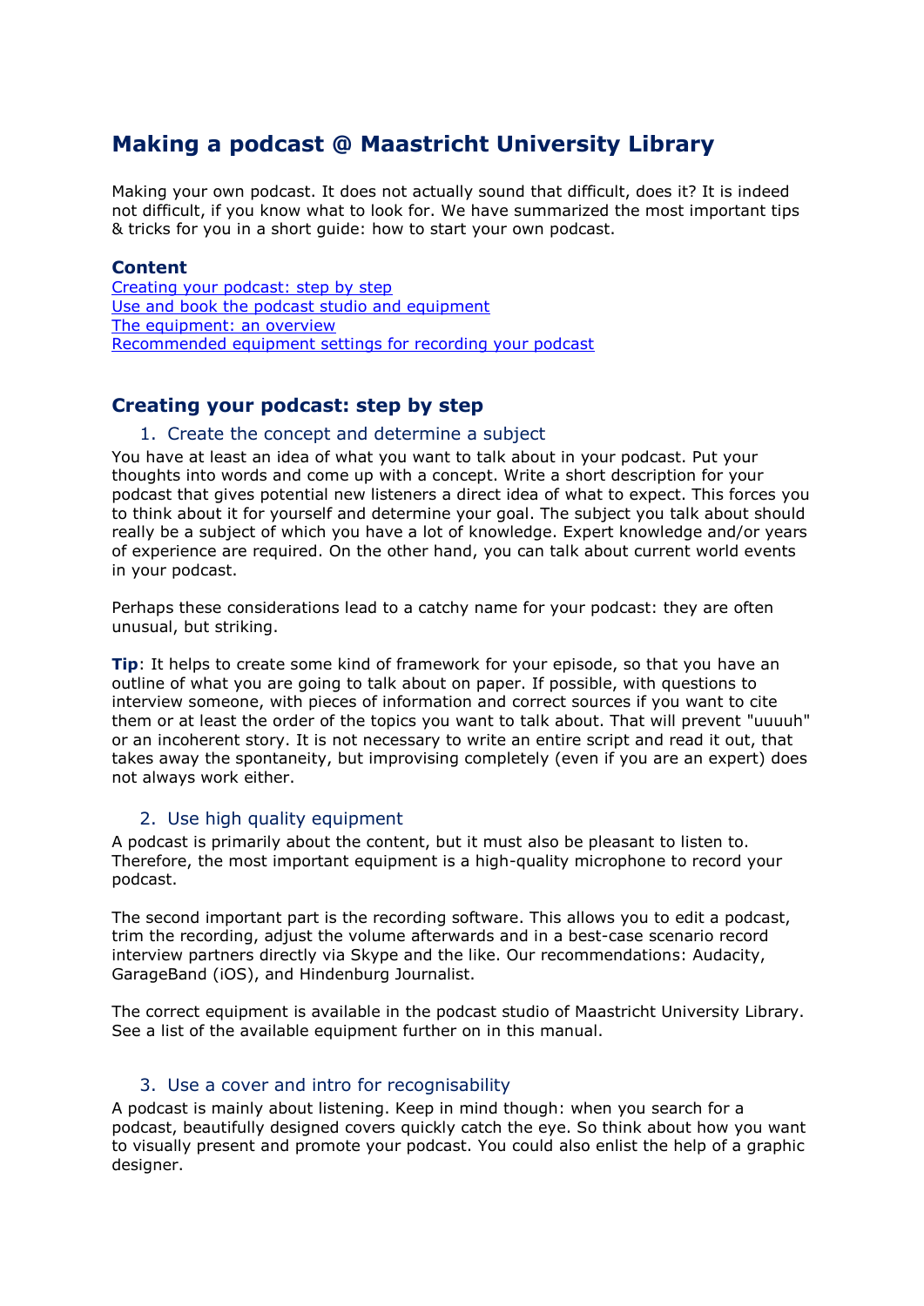# Making a podcast @ Maastricht University Library

Making your own podcast. It does not actually sound that difficult, does it? It is indeed not difficult, if you know what to look for. We have summarized the most important tips & tricks for you in a short guide: how to start your own podcast.

### Content

[Creating your podcast: step by step](#creating-your-podcast-step-by-step)
[Use and book the podcast studio and equipment](#)
[The equipment: an overview](#)
[Recommended equipment settings for recording your podcast](#)

## Creating your podcast: step by step

### 1. Create the concept and determine a subject

You have at least an idea of what you want to talk about in your podcast. Put your thoughts into words and come up with a concept. Write a short description for your podcast that gives potential new listeners a direct idea of what to expect. This forces you to think about it for yourself and determine your goal. The subject you talk about should really be a subject of which you have a lot of knowledge. Expert knowledge and/or years of experience are required. On the other hand, you can talk about current world events in your podcast.

Perhaps these considerations lead to a catchy name for your podcast: they are often unusual, but striking.

**Tip**: It helps to create some kind of framework for your episode, so that you have an outline of what you are going to talk about on paper. If possible, with questions to interview someone, with pieces of information and correct sources if you want to cite them or at least the order of the topics you want to talk about. That will prevent "uuuuh" or an incoherent story. It is not necessary to write an entire script and read it out, that takes away the spontaneity, but improvising completely (even if you are an expert) does not always work either.

### 2. Use high quality equipment

A podcast is primarily about the content, but it must also be pleasant to listen to. Therefore, the most important equipment is a high-quality microphone to record your podcast.

The second important part is the recording software. This allows you to edit a podcast, trim the recording, adjust the volume afterwards and in a best-case scenario record interview partners directly via Skype and the like. Our recommendations: Audacity, GarageBand (iOS), and Hindenburg Journalist.

The correct equipment is available in the podcast studio of Maastricht University Library. See a list of the available equipment further on in this manual.

### 3. Use a cover and intro for recognisability

A podcast is mainly about listening. Keep in mind though: when you search for a podcast, beautifully designed covers quickly catch the eye. So think about how you want to visually present and promote your podcast. You could also enlist the help of a graphic designer.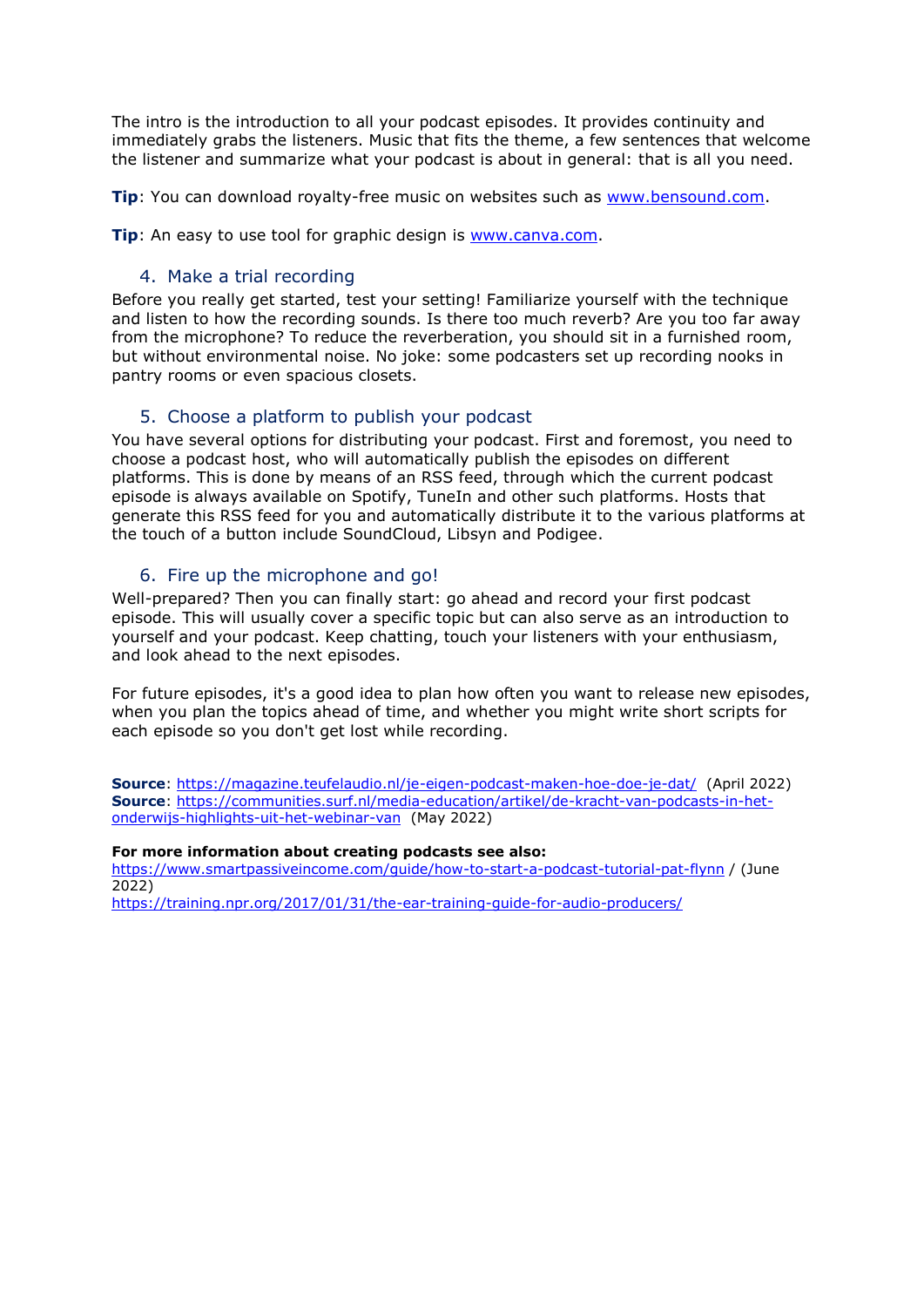The intro is the introduction to all your podcast episodes. It provides continuity and immediately grabs the listeners. Music that fits the theme, a few sentences that welcome the listener and summarize what your podcast is about in general: that is all you need.

**Tip**: You can download royalty-free music on websites such as [www.bensound.com](www.bensound.com).

**Tip**: An easy to use tool for graphic design is [www.canva.com](www.canva.com).

### 4. Make a trial recording

Before you really get started, test your setting! Familiarize yourself with the technique and listen to how the recording sounds. Is there too much reverb? Are you too far away from the microphone? To reduce the reverberation, you should sit in a furnished room, but without environmental noise. No joke: some podcasters set up recording nooks in pantry rooms or even spacious closets.

### 5. Choose a platform to publish your podcast

You have several options for distributing your podcast. First and foremost, you need to choose a podcast host, who will automatically publish the episodes on different platforms. This is done by means of an RSS feed, through which the current podcast episode is always available on Spotify, TuneIn and other such platforms. Hosts that generate this RSS feed for you and automatically distribute it to the various platforms at the touch of a button include SoundCloud, Libsyn and Podigee.

### 6. Fire up the microphone and go!

Well-prepared? Then you can finally start: go ahead and record your first podcast episode. This will usually cover a specific topic but can also serve as an introduction to yourself and your podcast. Keep chatting, touch your listeners with your enthusiasm, and look ahead to the next episodes.

For future episodes, it's a good idea to plan how often you want to release new episodes, when you plan the topics ahead of time, and whether you might write short scripts for each episode so you don't get lost while recording.

**Source**: [https://magazine.teufelaudio.nl/je-eigen-podcast-maken-hoe-doe-je-dat/](https://magazine.teufelaudio.nl/je-eigen-podcast-maken-hoe-doe-je-dat/) (April 2022)
**Source**: [https://communities.surf.nl/media-education/artikel/de-kracht-van-podcasts-in-het-onderwijs-highlights-uit-het-webinar-van](https://communities.surf.nl/media-education/artikel/de-kracht-van-podcasts-in-het-onderwijs-highlights-uit-het-webinar-van) (May 2022)

**For more information about creating podcasts see also:**
[https://www.smartpassiveincome.com/guide/how-to-start-a-podcast-tutorial-pat-flynn](https://www.smartpassiveincome.com/guide/how-to-start-a-podcast-tutorial-pat-flynn) / (June 2022)
[https://training.npr.org/2017/01/31/the-ear-training-guide-for-audio-producers/](https://training.npr.org/2017/01/31/the-ear-training-guide-for-audio-producers/)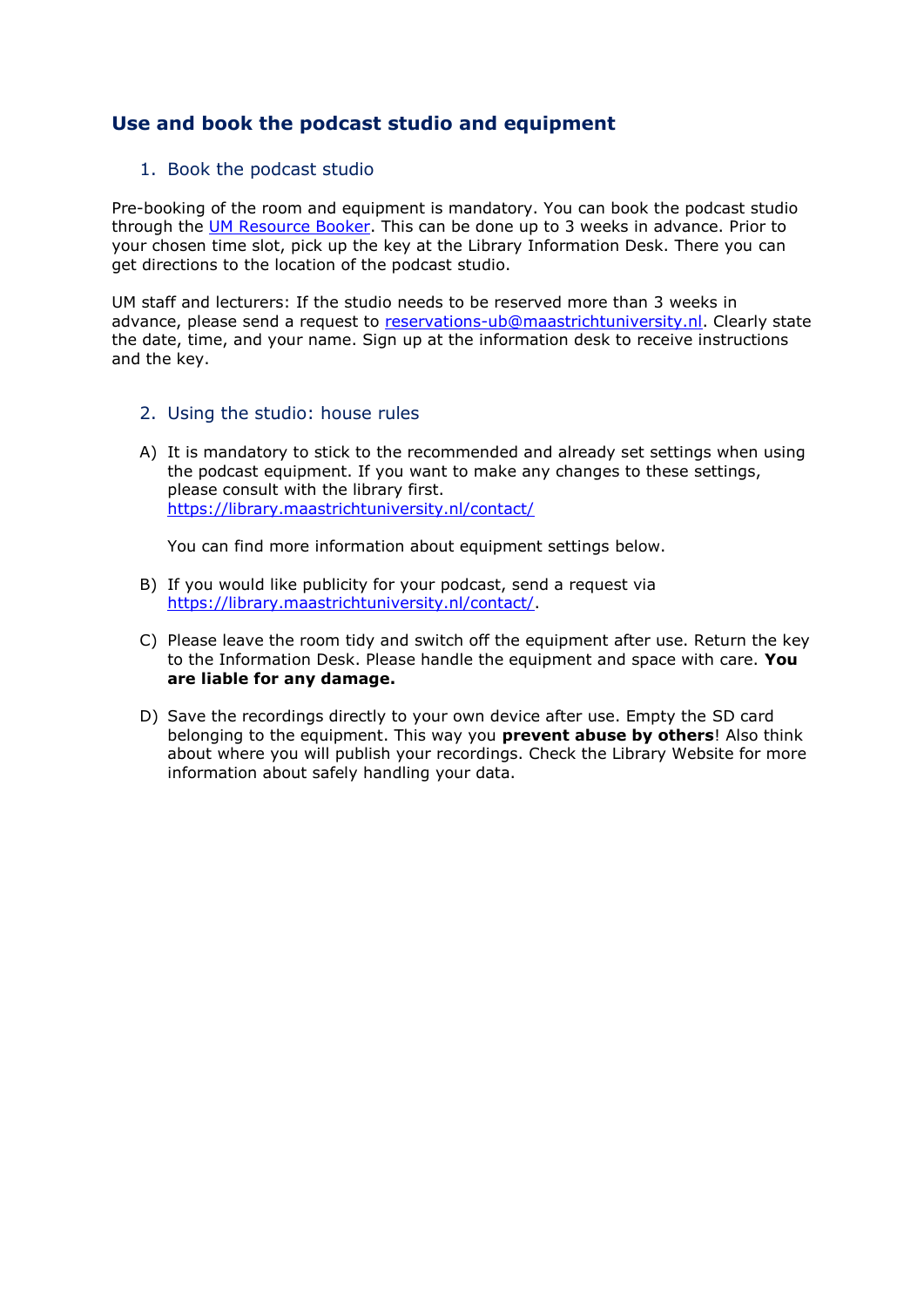## Use and book the podcast studio and equipment

### 1. Book the podcast studio

Pre-booking of the room and equipment is mandatory. You can book the podcast studio through the [UM Resource Booker](). This can be done up to 3 weeks in advance. Prior to your chosen time slot, pick up the key at the Library Information Desk. There you can get directions to the location of the podcast studio.

UM staff and lecturers: If the studio needs to be reserved more than 3 weeks in advance, please send a request to [reservations-ub@maastrichtuniversity.nl](mailto:reservations-ub@maastrichtuniversity.nl). Clearly state the date, time, and your name. Sign up at the information desk to receive instructions and the key.

### 2. Using the studio: house rules

A) It is mandatory to stick to the recommended and already set settings when using the podcast equipment. If you want to make any changes to these settings, please consult with the library first.
[https://library.maastrichtuniversity.nl/contact/](https://library.maastrichtuniversity.nl/contact/)

You can find more information about equipment settings below.

B) If you would like publicity for your podcast, send a request via [https://library.maastrichtuniversity.nl/contact/](https://library.maastrichtuniversity.nl/contact/).

C) Please leave the room tidy and switch off the equipment after use. Return the key to the Information Desk. Please handle the equipment and space with care. **You are liable for any damage.**

D) Save the recordings directly to your own device after use. Empty the SD card belonging to the equipment. This way you **prevent abuse by others**! Also think about where you will publish your recordings. Check the Library Website for more information about safely handling your data.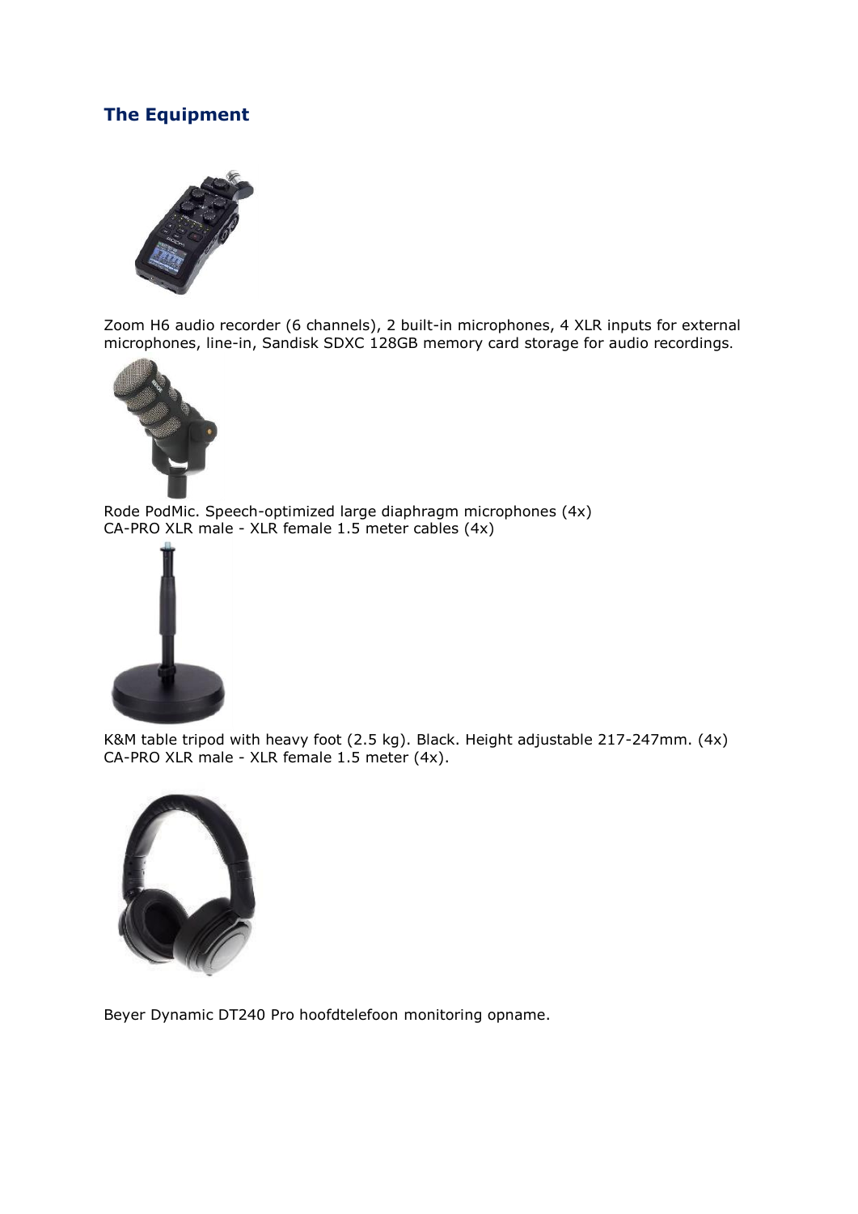## The Equipment

Zoom H6 audio recorder (6 channels), 2 built-in microphones, 4 XLR inputs for external microphones, line-in, Sandisk SDXC 128GB memory card storage for audio recordings.

Rode PodMic. Speech-optimized large diaphragm microphones (4x)
CA-PRO XLR male - XLR female 1.5 meter cables (4x)

K&M table tripod with heavy foot (2.5 kg). Black. Height adjustable 217-247mm. (4x)
CA-PRO XLR male - XLR female 1.5 meter (4x).

Beyer Dynamic DT240 Pro hoofdtelefoon monitoring opname.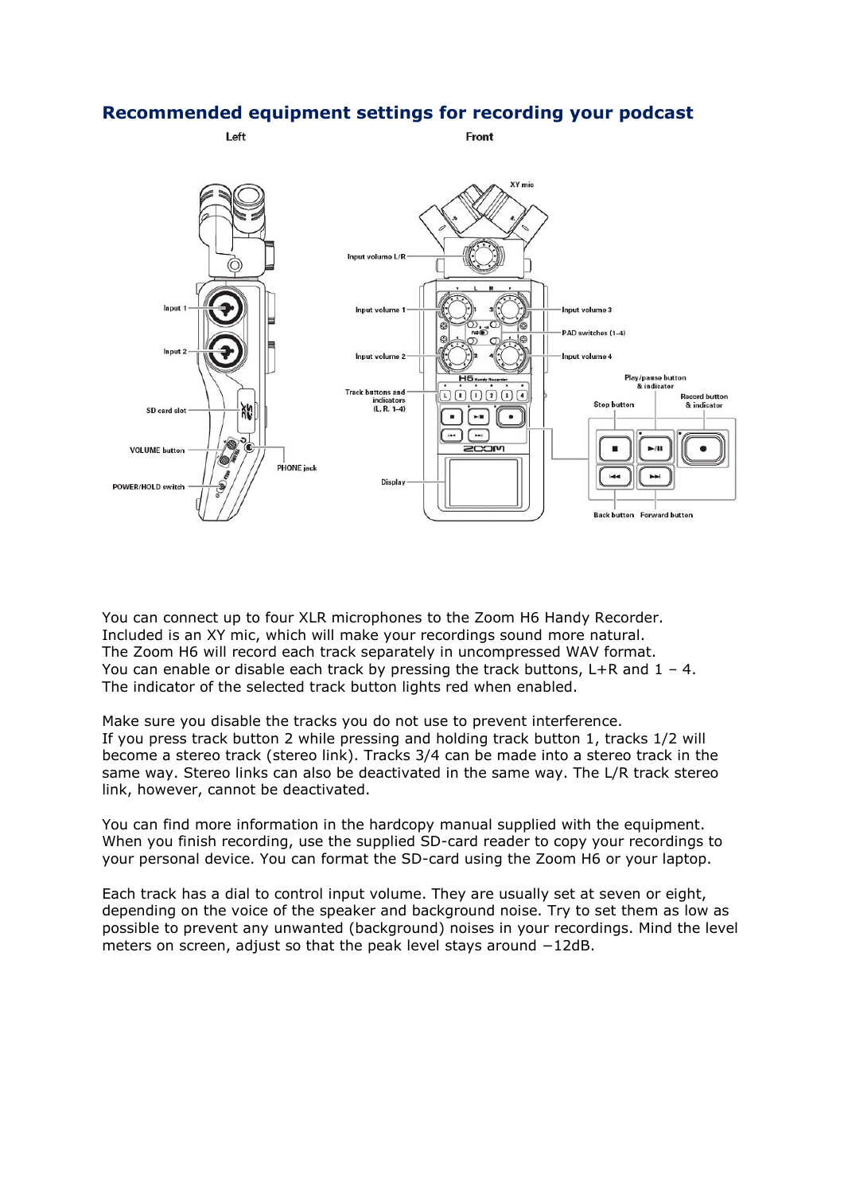## Recommended equipment settings for recording your podcast

You can connect up to four XLR microphones to the Zoom H6 Handy Recorder.
Included is an XY mic, which will make your recordings sound more natural.
The Zoom H6 will record each track separately in uncompressed WAV format.
You can enable or disable each track by pressing the track buttons, L+R and 1 – 4.
The indicator of the selected track button lights red when enabled.

Make sure you disable the tracks you do not use to prevent interference.
If you press track button 2 while pressing and holding track button 1, tracks 1/2 will become a stereo track (stereo link). Tracks 3/4 can be made into a stereo track in the same way. Stereo links can also be deactivated in the same way. The L/R track stereo link, however, cannot be deactivated.

You can find more information in the hardcopy manual supplied with the equipment.
When you finish recording, use the supplied SD-card reader to copy your recordings to your personal device. You can format the SD-card using the Zoom H6 or your laptop.

Each track has a dial to control input volume. They are usually set at seven or eight, depending on the voice of the speaker and background noise. Try to set them as low as possible to prevent any unwanted (background) noises in your recordings. Mind the level meters on screen, adjust so that the peak level stays around −12dB.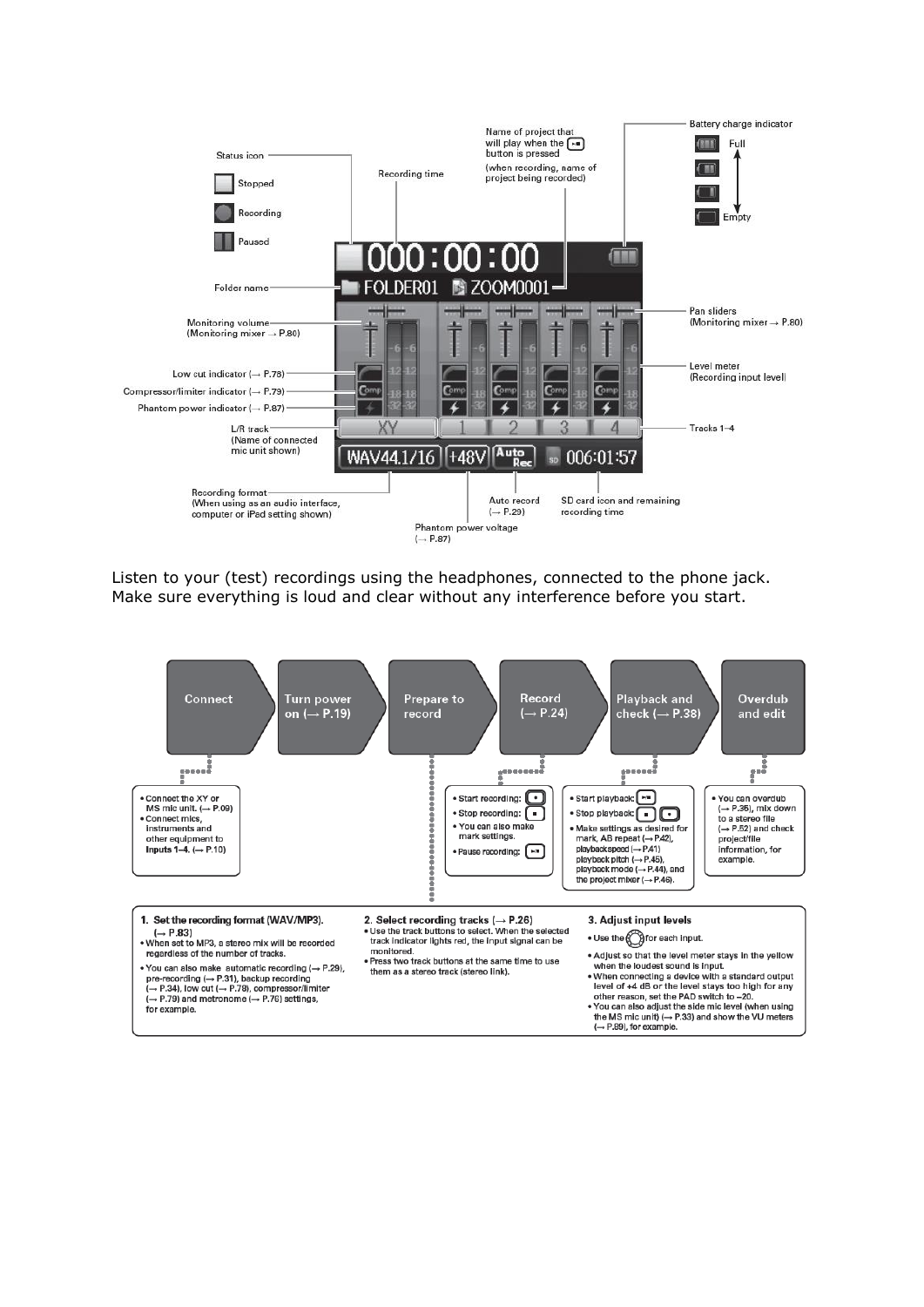Status icon

Stopped

Recording

Paused

Recording time

Name of project that will play when the ▶■ button is pressed

(when recording, name of project being recorded)

Battery charge indicator

Full

Empty

000:00:00

FOLDER01 ZOOM0001

Folder name

Monitoring volume (Monitoring mixer → P.80)

Low cut indicator (→ P.78)

Compressor/limiter indicator (→ P.79)

Phantom power indicator (→ P.87)

L/R track (Name of connected mic unit shown)

XY 1 2 3 4

Pan sliders (Monitoring mixer → P.80)

Level meter (Recording input level)

Tracks 1–4

WAV44.1/16 +48V Auto Rec 006:01:57

Recording format (When using as an audio interface, computer or iPad setting shown)

Phantom power voltage (→ P.87)

Auto record (→ P.29)

SD card icon and remaining recording time

Listen to your (test) recordings using the headphones, connected to the phone jack. Make sure everything is loud and clear without any interference before you start.

Connect → Turn power on (→ P.19) → Prepare to record → Record (→ P.24) → Playback and check (→ P.38) → Overdub and edit

**Connect**
- Connect the XY or MS mic unit. (→ P.09)
- Connect mics, instruments and other equipment to **Inputs 1–4**. (→ P.10)

**Record**
- Start recording: ●
- Stop recording: ■
- You can also make mark settings.
- Pause recording: ▶■

**Playback and check**
- Start playback: ▶■
- Stop playback: ■ ●
- Make settings as desired for mark, AB repeat (→ P.42), playback speed (→ P.41) playback pitch (→ P.45), playback mode (→ P.44), and the project mixer (→ P.46).

**Overdub and edit**
- You can overdub (→ P.36), mix down to a stereo file (→ P.52) and check project/file information, for example.

**Prepare to record**

**1. Set the recording format (WAV/MP3).** (→ P.83)
- When set to MP3, a stereo mix will be recorded regardless of the number of tracks.
- You can also make automatic recording (→ P.29), pre-recording (→ P.31), backup recording (→ P.34), low cut (→ P.78), compressor/limiter (→ P.79) and metronome (→ P.76) settings, for example.

**2. Select recording tracks** (→ P.26)
- Use the track buttons to select. When the selected track indicator lights red, the input signal can be monitored.
- Press two track buttons at the same time to use them as a stereo track (stereo link).

**3. Adjust input levels**
- Use the ◯ for each input.
- Adjust so that the level meter stays in the yellow when the loudest sound is input.
- When connecting a device with a standard output level of +4 dB or the level stays too high for any other reason, set the PAD switch to −20.
- You can also adjust the side mic level (when using the MS mic unit) (→ P.33) and show the VU meters (→ P.89), for example.